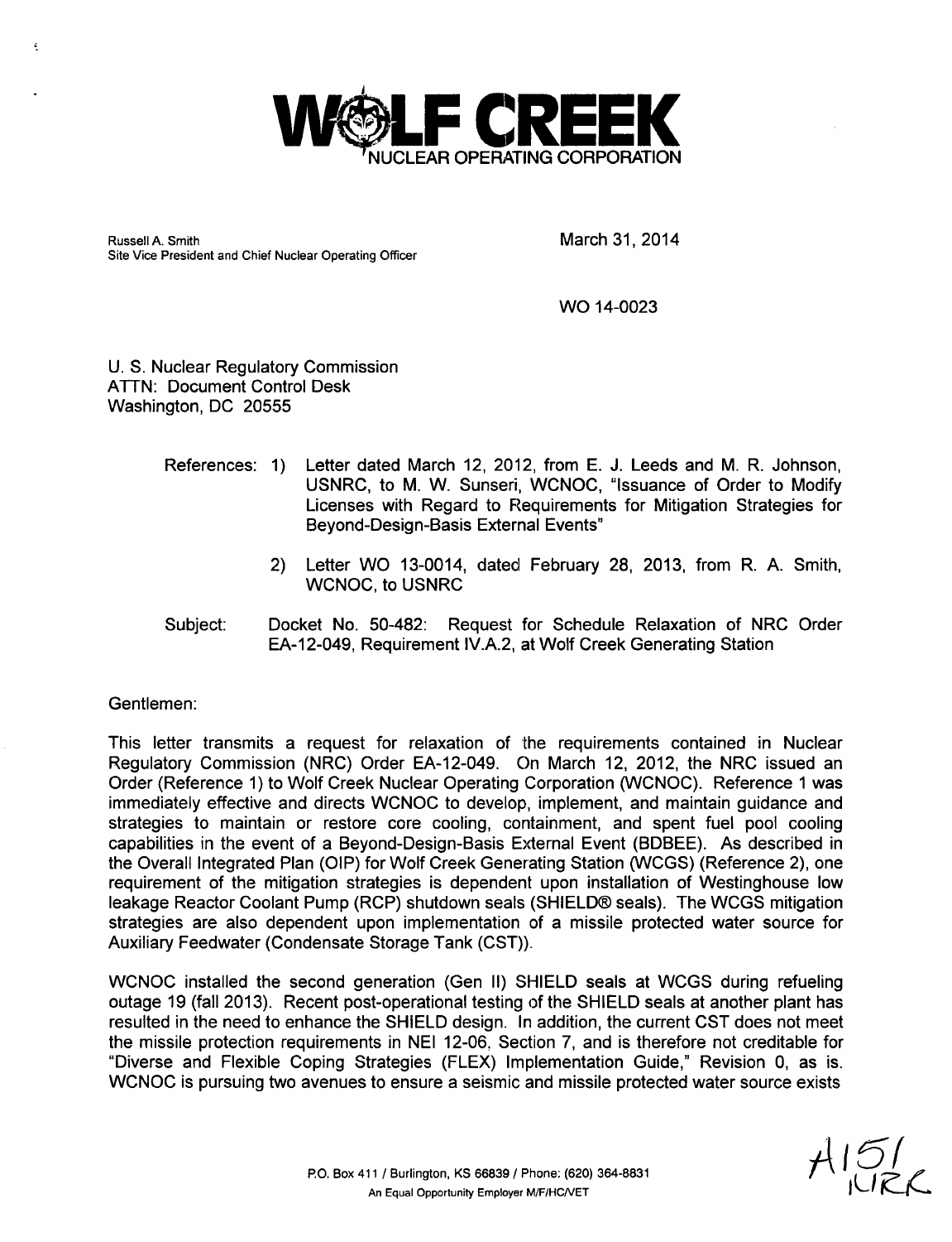# WOLF CREEK
NUCLEAR OPERATING CORPORATION

Russell A. Smith
Site Vice President and Chief Nuclear Operating Officer

March 31, 2014

WO 14-0023

U. S. Nuclear Regulatory Commission
ATTN: Document Control Desk
Washington, DC 20555

References:

1) Letter dated March 12, 2012, from E. J. Leeds and M. R. Johnson, USNRC, to M. W. Sunseri, WCNOC, "Issuance of Order to Modify Licenses with Regard to Requirements for Mitigation Strategies for Beyond-Design-Basis External Events"
2) Letter WO 13-0014, dated February 28, 2013, from R. A. Smith, WCNOC, to USNRC

Subject: Docket No. 50-482: Request for Schedule Relaxation of NRC Order EA-12-049, Requirement IV.A.2, at Wolf Creek Generating Station

Gentlemen:

This letter transmits a request for relaxation of the requirements contained in Nuclear Regulatory Commission (NRC) Order EA-12-049. On March 12, 2012, the NRC issued an Order (Reference 1) to Wolf Creek Nuclear Operating Corporation (WCNOC). Reference 1 was immediately effective and directs WCNOC to develop, implement, and maintain guidance and strategies to maintain or restore core cooling, containment, and spent fuel pool cooling capabilities in the event of a Beyond-Design-Basis External Event (BDBEE). As described in the Overall Integrated Plan (OIP) for Wolf Creek Generating Station (WCGS) (Reference 2), one requirement of the mitigation strategies is dependent upon installation of Westinghouse low leakage Reactor Coolant Pump (RCP) shutdown seals (SHIELD® seals). The WCGS mitigation strategies are also dependent upon implementation of a missile protected water source for Auxiliary Feedwater (Condensate Storage Tank (CST)).

WCNOC installed the second generation (Gen II) SHIELD seals at WCGS during refueling outage 19 (fall 2013). Recent post-operational testing of the SHIELD seals at another plant has resulted in the need to enhance the SHIELD design. In addition, the current CST does not meet the missile protection requirements in NEI 12-06, Section 7, and is therefore not creditable for "Diverse and Flexible Coping Strategies (FLEX) Implementation Guide," Revision 0, as is. WCNOC is pursuing two avenues to ensure a seismic and missile protected water source exists

P.O. Box 411 / Burlington, KS 66839 / Phone: (620) 364-8831
An Equal Opportunity Employer M/F/HC/VET

A151
NRR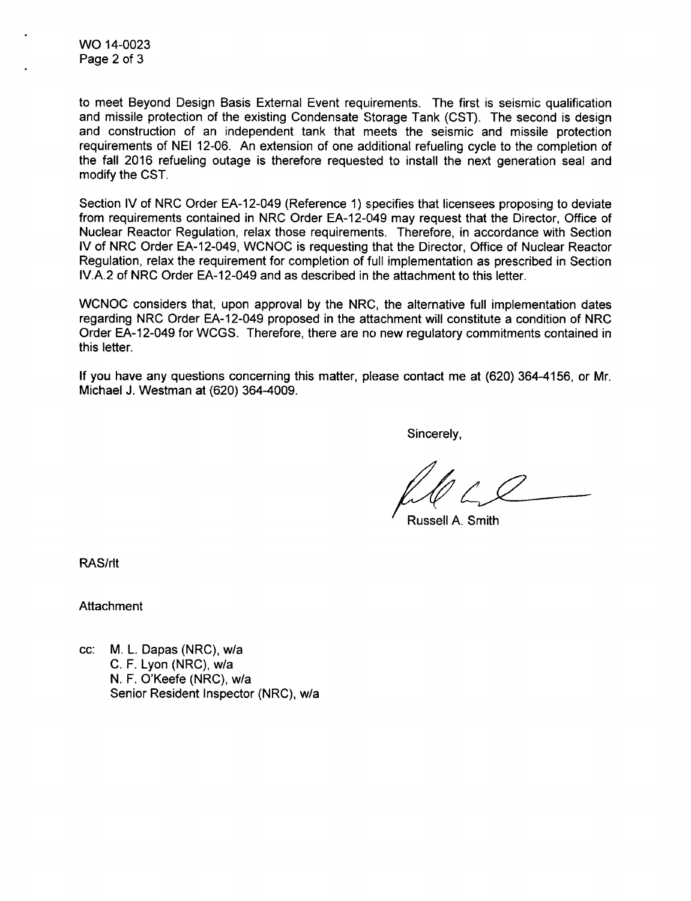to meet Beyond Design Basis External Event requirements. The first is seismic qualification and missile protection of the existing Condensate Storage Tank (CST). The second is design and construction of an independent tank that meets the seismic and missile protection requirements of NEI 12-06. An extension of one additional refueling cycle to the completion of the fall 2016 refueling outage is therefore requested to install the next generation seal and modify the CST.

Section IV of NRC Order EA-12-049 (Reference 1) specifies that licensees proposing to deviate from requirements contained in NRC Order EA-12-049 may request that the Director, Office of Nuclear Reactor Regulation, relax those requirements. Therefore, in accordance with Section IV of NRC Order EA-12-049, WCNOC is requesting that the Director, Office of Nuclear Reactor Regulation, relax the requirement for completion of full implementation as prescribed in Section IV.A.2 of NRC Order EA-12-049 and as described in the attachment to this letter.

WCNOC considers that, upon approval by the NRC, the alternative full implementation dates regarding NRC Order EA-12-049 proposed in the attachment will constitute a condition of NRC Order EA-12-049 for WCGS. Therefore, there are no new regulatory commitments contained in this letter.

If you have any questions concerning this matter, please contact me at (620) 364-4156, or Mr. Michael J. Westman at (620) 364-4009.

Sincerely,

Russell A. Smith

RAS/rlt

Attachment

cc: M. L. Dapas (NRC), w/a
C. F. Lyon (NRC), w/a
N. F. O'Keefe (NRC), w/a
Senior Resident Inspector (NRC), w/a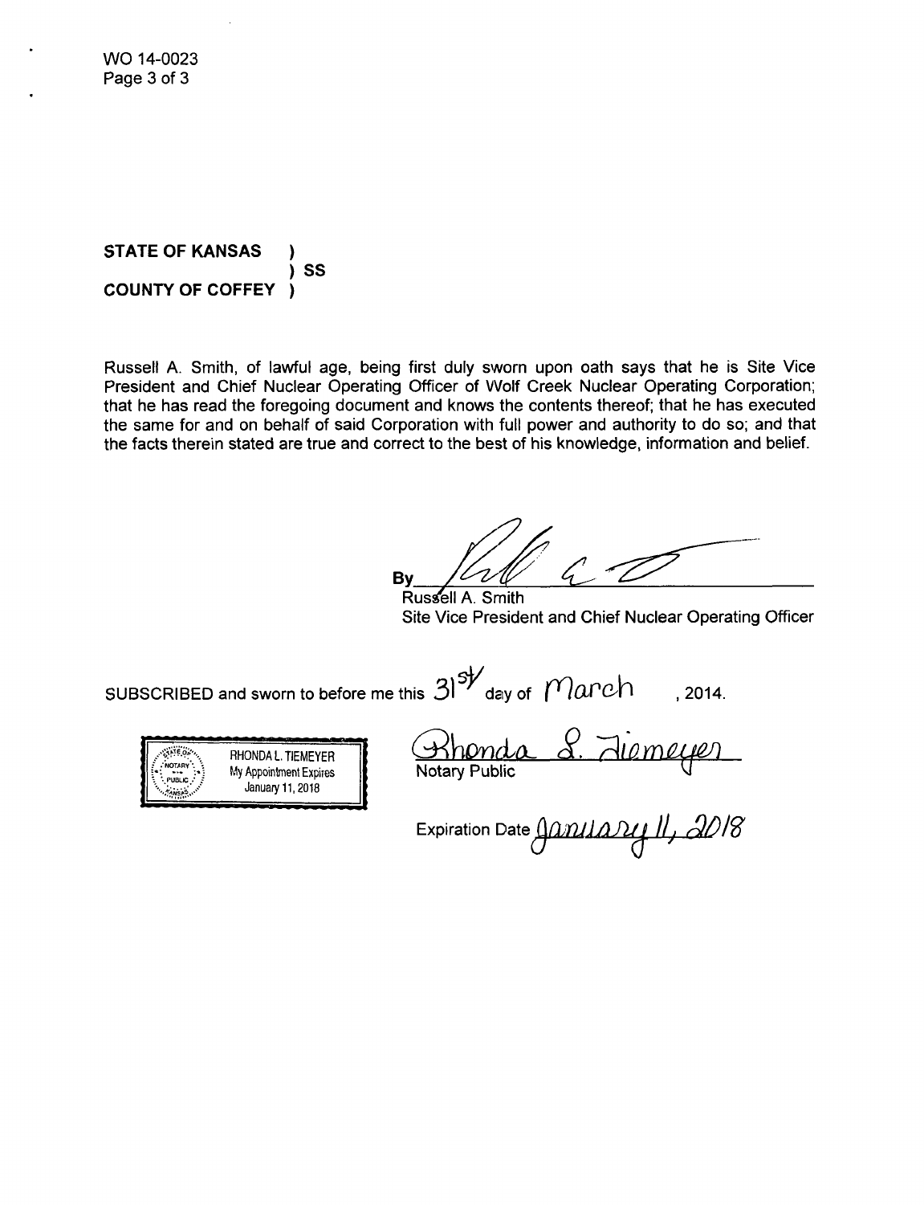**STATE OF KANSAS )**
**) SS**
**COUNTY OF COFFEY )**

Russell A. Smith, of lawful age, being first duly sworn upon oath says that he is Site Vice President and Chief Nuclear Operating Officer of Wolf Creek Nuclear Operating Corporation; that he has read the foregoing document and knows the contents thereof; that he has executed the same for and on behalf of said Corporation with full power and authority to do so; and that the facts therein stated are true and correct to the best of his knowledge, information and belief.

By ______________________
Russell A. Smith
Site Vice President and Chief Nuclear Operating Officer

SUBSCRIBED and sworn to before me this 31st day of March, 2014.

RHONDA L. TIEMEYER
My Appointment Expires
January 11, 2018

Rhonda L. Tiemeyer
Notary Public

Expiration Date January 11, 2018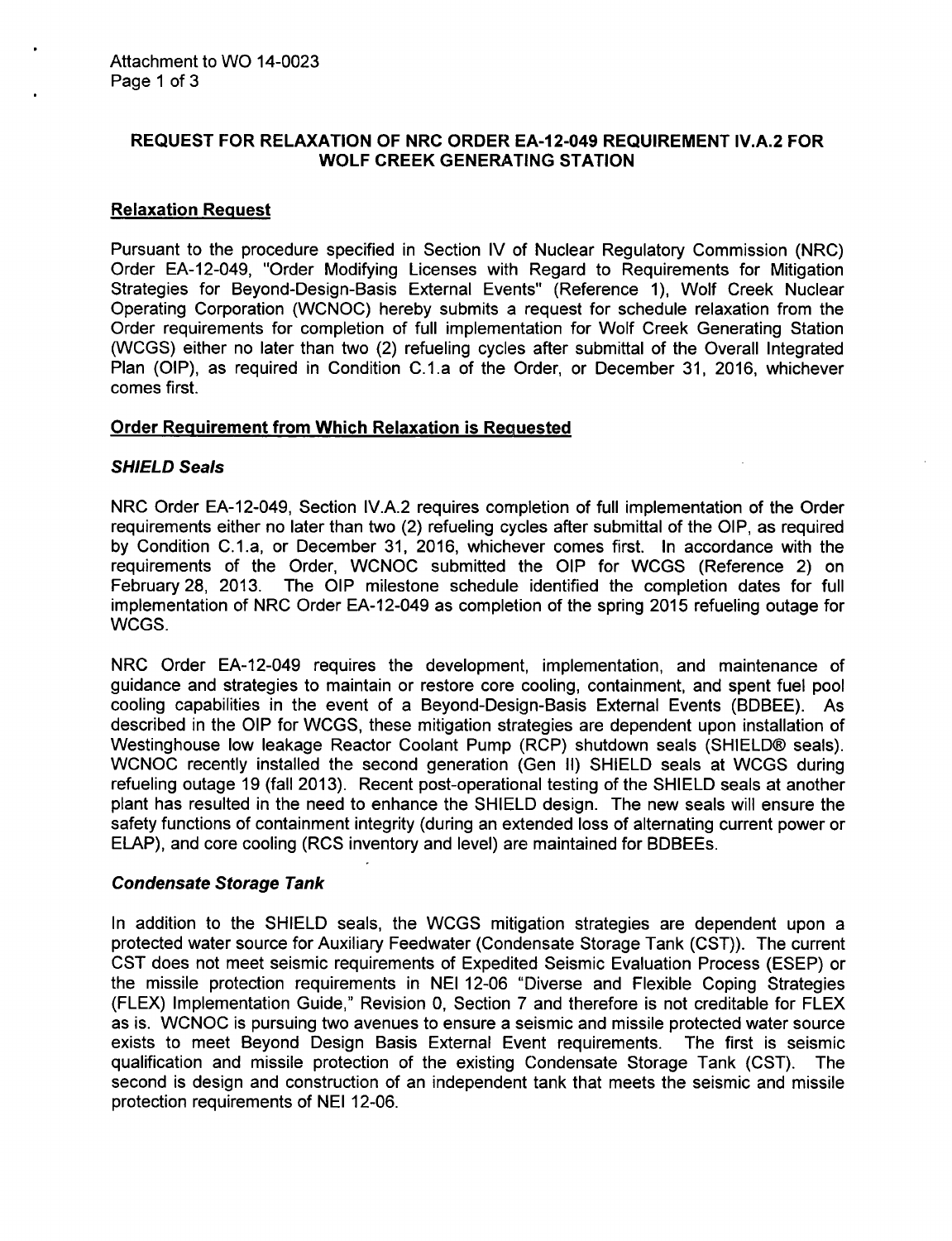Attachment to WO 14-0023

## REQUEST FOR RELAXATION OF NRC ORDER EA-12-049 REQUIREMENT IV.A.2 FOR WOLF CREEK GENERATING STATION

### Relaxation Request

Pursuant to the procedure specified in Section IV of Nuclear Regulatory Commission (NRC) Order EA-12-049, "Order Modifying Licenses with Regard to Requirements for Mitigation Strategies for Beyond-Design-Basis External Events" (Reference 1), Wolf Creek Nuclear Operating Corporation (WCNOC) hereby submits a request for schedule relaxation from the Order requirements for completion of full implementation for Wolf Creek Generating Station (WCGS) either no later than two (2) refueling cycles after submittal of the Overall Integrated Plan (OIP), as required in Condition C.1.a of the Order, or December 31, 2016, whichever comes first.

### Order Requirement from Which Relaxation is Requested

#### *SHIELD Seals*

NRC Order EA-12-049, Section IV.A.2 requires completion of full implementation of the Order requirements either no later than two (2) refueling cycles after submittal of the OIP, as required by Condition C.1.a, or December 31, 2016, whichever comes first. In accordance with the requirements of the Order, WCNOC submitted the OIP for WCGS (Reference 2) on February 28, 2013. The OIP milestone schedule identified the completion dates for full implementation of NRC Order EA-12-049 as completion of the spring 2015 refueling outage for WCGS.

NRC Order EA-12-049 requires the development, implementation, and maintenance of guidance and strategies to maintain or restore core cooling, containment, and spent fuel pool cooling capabilities in the event of a Beyond-Design-Basis External Events (BDBEE). As described in the OIP for WCGS, these mitigation strategies are dependent upon installation of Westinghouse low leakage Reactor Coolant Pump (RCP) shutdown seals (SHIELD® seals). WCNOC recently installed the second generation (Gen II) SHIELD seals at WCGS during refueling outage 19 (fall 2013). Recent post-operational testing of the SHIELD seals at another plant has resulted in the need to enhance the SHIELD design. The new seals will ensure the safety functions of containment integrity (during an extended loss of alternating current power or ELAP), and core cooling (RCS inventory and level) are maintained for BDBEEs.

#### *Condensate Storage Tank*

In addition to the SHIELD seals, the WCGS mitigation strategies are dependent upon a protected water source for Auxiliary Feedwater (Condensate Storage Tank (CST)). The current CST does not meet seismic requirements of Expedited Seismic Evaluation Process (ESEP) or the missile protection requirements in NEI 12-06 "Diverse and Flexible Coping Strategies (FLEX) Implementation Guide," Revision 0, Section 7 and therefore is not creditable for FLEX as is. WCNOC is pursuing two avenues to ensure a seismic and missile protected water source exists to meet Beyond Design Basis External Event requirements. The first is seismic qualification and missile protection of the existing Condensate Storage Tank (CST). The second is design and construction of an independent tank that meets the seismic and missile protection requirements of NEI 12-06.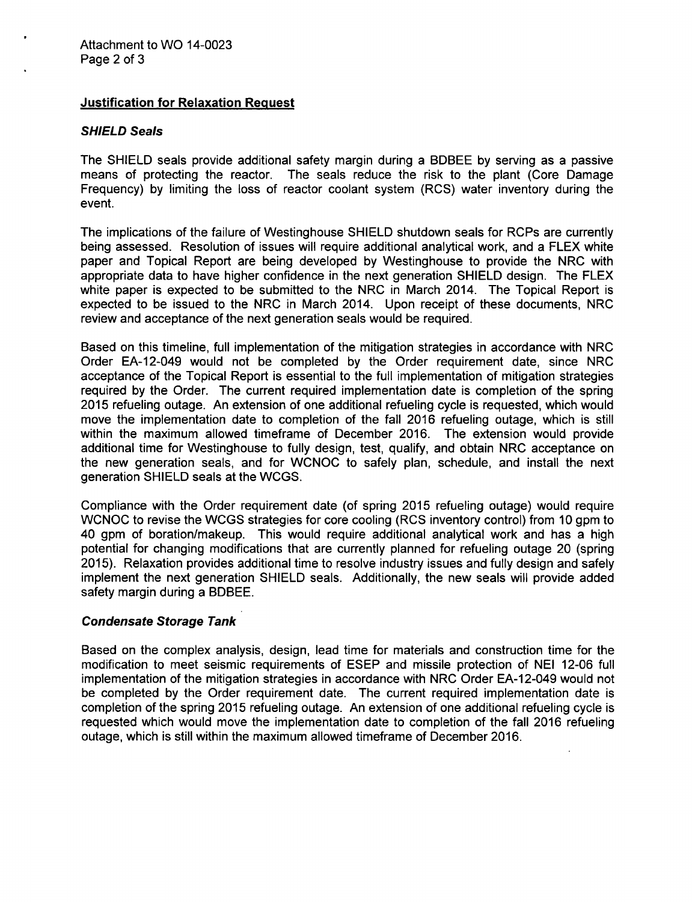## Justification for Relaxation Request

### *SHIELD Seals*

The SHIELD seals provide additional safety margin during a BDBEE by serving as a passive means of protecting the reactor. The seals reduce the risk to the plant (Core Damage Frequency) by limiting the loss of reactor coolant system (RCS) water inventory during the event.

The implications of the failure of Westinghouse SHIELD shutdown seals for RCPs are currently being assessed. Resolution of issues will require additional analytical work, and a FLEX white paper and Topical Report are being developed by Westinghouse to provide the NRC with appropriate data to have higher confidence in the next generation SHIELD design. The FLEX white paper is expected to be submitted to the NRC in March 2014. The Topical Report is expected to be issued to the NRC in March 2014. Upon receipt of these documents, NRC review and acceptance of the next generation seals would be required.

Based on this timeline, full implementation of the mitigation strategies in accordance with NRC Order EA-12-049 would not be completed by the Order requirement date, since NRC acceptance of the Topical Report is essential to the full implementation of mitigation strategies required by the Order. The current required implementation date is completion of the spring 2015 refueling outage. An extension of one additional refueling cycle is requested, which would move the implementation date to completion of the fall 2016 refueling outage, which is still within the maximum allowed timeframe of December 2016. The extension would provide additional time for Westinghouse to fully design, test, qualify, and obtain NRC acceptance on the new generation seals, and for WCNOC to safely plan, schedule, and install the next generation SHIELD seals at the WCGS.

Compliance with the Order requirement date (of spring 2015 refueling outage) would require WCNOC to revise the WCGS strategies for core cooling (RCS inventory control) from 10 gpm to 40 gpm of boration/makeup. This would require additional analytical work and has a high potential for changing modifications that are currently planned for refueling outage 20 (spring 2015). Relaxation provides additional time to resolve industry issues and fully design and safely implement the next generation SHIELD seals. Additionally, the new seals will provide added safety margin during a BDBEE.

### *Condensate Storage Tank*

Based on the complex analysis, design, lead time for materials and construction time for the modification to meet seismic requirements of ESEP and missile protection of NEI 12-06 full implementation of the mitigation strategies in accordance with NRC Order EA-12-049 would not be completed by the Order requirement date. The current required implementation date is completion of the spring 2015 refueling outage. An extension of one additional refueling cycle is requested which would move the implementation date to completion of the fall 2016 refueling outage, which is still within the maximum allowed timeframe of December 2016.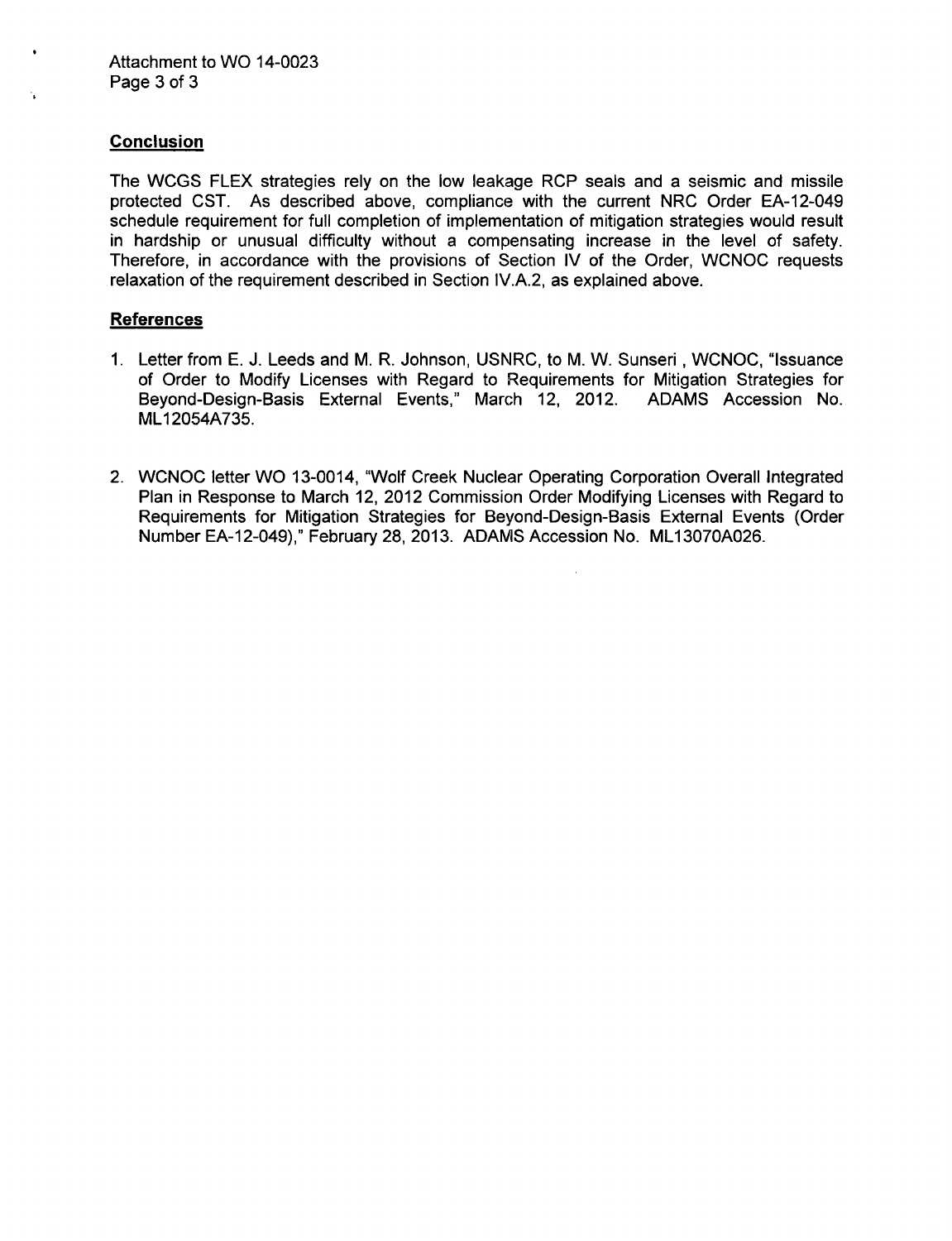## Conclusion

The WCGS FLEX strategies rely on the low leakage RCP seals and a seismic and missile protected CST. As described above, compliance with the current NRC Order EA-12-049 schedule requirement for full completion of implementation of mitigation strategies would result in hardship or unusual difficulty without a compensating increase in the level of safety. Therefore, in accordance with the provisions of Section IV of the Order, WCNOC requests relaxation of the requirement described in Section IV.A.2, as explained above.

## References

1. Letter from E. J. Leeds and M. R. Johnson, USNRC, to M. W. Sunseri , WCNOC, "Issuance of Order to Modify Licenses with Regard to Requirements for Mitigation Strategies for Beyond-Design-Basis External Events," March 12, 2012. ADAMS Accession No. ML12054A735.

2. WCNOC letter WO 13-0014, "Wolf Creek Nuclear Operating Corporation Overall Integrated Plan in Response to March 12, 2012 Commission Order Modifying Licenses with Regard to Requirements for Mitigation Strategies for Beyond-Design-Basis External Events (Order Number EA-12-049)," February 28, 2013. ADAMS Accession No. ML13070A026.